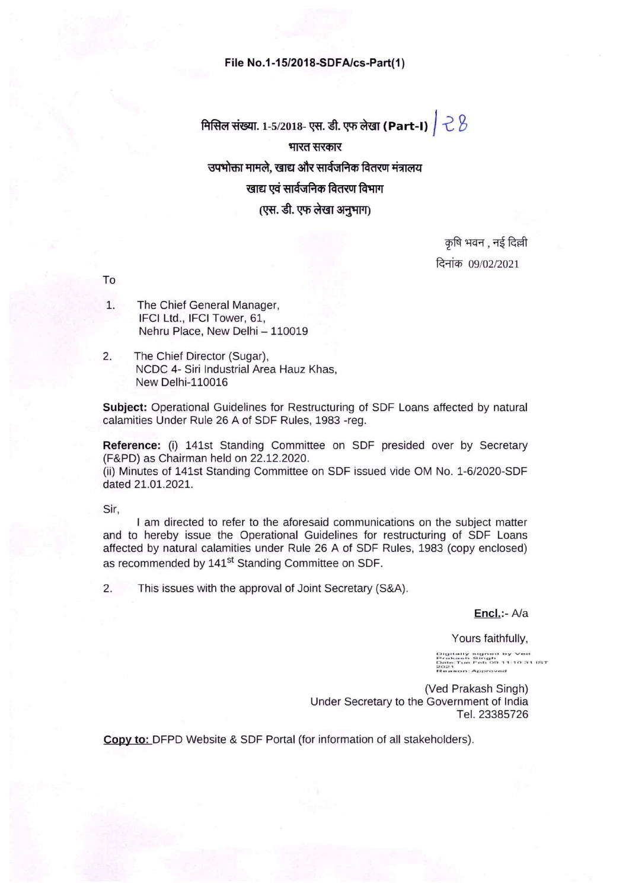**File No.1-15/2018-SDFA/cs-Part(1)**

**मिसिल संख्या. 1-5/2018- एस. डी. एफ लेखा (Part-I)** / 28

**भारत सरकार**

**उपभोक्ता मामले, खाद्य और सार्वजनिक वितरण मंत्रालय**

**खाद्य एवं सार्वजनिक वितरण विभाग**

**(एस. डी. एफ लेखा अनुभाग)**

कृषि भवन , नई दिल्ली

दिनांक 09/02/2021

To

1. The Chief General Manager,
   IFCI Ltd., IFCI Tower, 61,
   Nehru Place, New Delhi – 110019

2. The Chief Director (Sugar),
   NCDC 4- Siri Industrial Area Hauz Khas,
   New Delhi-110016

**Subject:** Operational Guidelines for Restructuring of SDF Loans affected by natural calamities Under Rule 26 A of SDF Rules, 1983 -reg.

**Reference:** (i) 141st Standing Committee on SDF presided over by Secretary (F&PD) as Chairman held on 22.12.2020.
(ii) Minutes of 141st Standing Committee on SDF issued vide OM No. 1-6/2020-SDF dated 21.01.2021.

Sir,

I am directed to refer to the aforesaid communications on the subject matter and to hereby issue the Operational Guidelines for restructuring of SDF Loans affected by natural calamities under Rule 26 A of SDF Rules, 1983 (copy enclosed) as recommended by 141st Standing Committee on SDF.

2. This issues with the approval of Joint Secretary (S&A).

**Encl.**:- A/a

Yours faithfully,

Digitally signed by Ved Prakash Singh
Date: Tue Feb 09 11:10:31 IST 2021
Reason: Approved

(Ved Prakash Singh)
Under Secretary to the Government of India
Tel. 23385726

**Copy to:** DFPD Website & SDF Portal (for information of all stakeholders).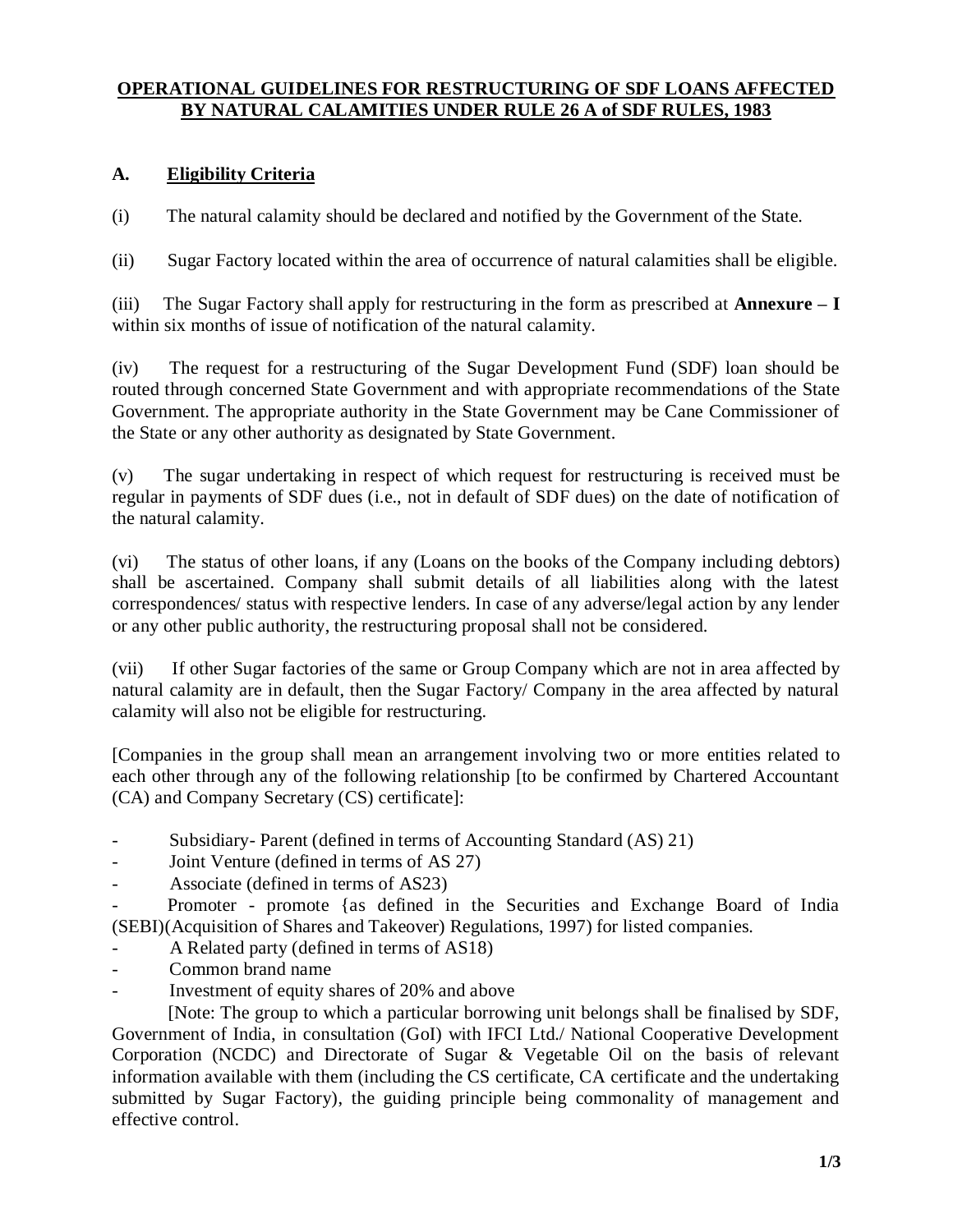## OPERATIONAL GUIDELINES FOR RESTRUCTURING OF SDF LOANS AFFECTED BY NATURAL CALAMITIES UNDER RULE 26 A of SDF RULES, 1983

### A. Eligibility Criteria

(i) The natural calamity should be declared and notified by the Government of the State.

(ii) Sugar Factory located within the area of occurrence of natural calamities shall be eligible.

(iii) The Sugar Factory shall apply for restructuring in the form as prescribed at **Annexure – I** within six months of issue of notification of the natural calamity.

(iv) The request for a restructuring of the Sugar Development Fund (SDF) loan should be routed through concerned State Government and with appropriate recommendations of the State Government. The appropriate authority in the State Government may be Cane Commissioner of the State or any other authority as designated by State Government.

(v) The sugar undertaking in respect of which request for restructuring is received must be regular in payments of SDF dues (i.e., not in default of SDF dues) on the date of notification of the natural calamity.

(vi) The status of other loans, if any (Loans on the books of the Company including debtors) shall be ascertained. Company shall submit details of all liabilities along with the latest correspondences/ status with respective lenders. In case of any adverse/legal action by any lender or any other public authority, the restructuring proposal shall not be considered.

(vii) If other Sugar factories of the same or Group Company which are not in area affected by natural calamity are in default, then the Sugar Factory/ Company in the area affected by natural calamity will also not be eligible for restructuring.

[Companies in the group shall mean an arrangement involving two or more entities related to each other through any of the following relationship [to be confirmed by Chartered Accountant (CA) and Company Secretary (CS) certificate]:

- Subsidiary- Parent (defined in terms of Accounting Standard (AS) 21)
- Joint Venture (defined in terms of AS 27)
- Associate (defined in terms of AS23)
- Promoter - promote {as defined in the Securities and Exchange Board of India (SEBI)(Acquisition of Shares and Takeover) Regulations, 1997) for listed companies.
- A Related party (defined in terms of AS18)
- Common brand name
- Investment of equity shares of 20% and above

[Note: The group to which a particular borrowing unit belongs shall be finalised by SDF, Government of India, in consultation (GoI) with IFCI Ltd./ National Cooperative Development Corporation (NCDC) and Directorate of Sugar & Vegetable Oil on the basis of relevant information available with them (including the CS certificate, CA certificate and the undertaking submitted by Sugar Factory), the guiding principle being commonality of management and effective control.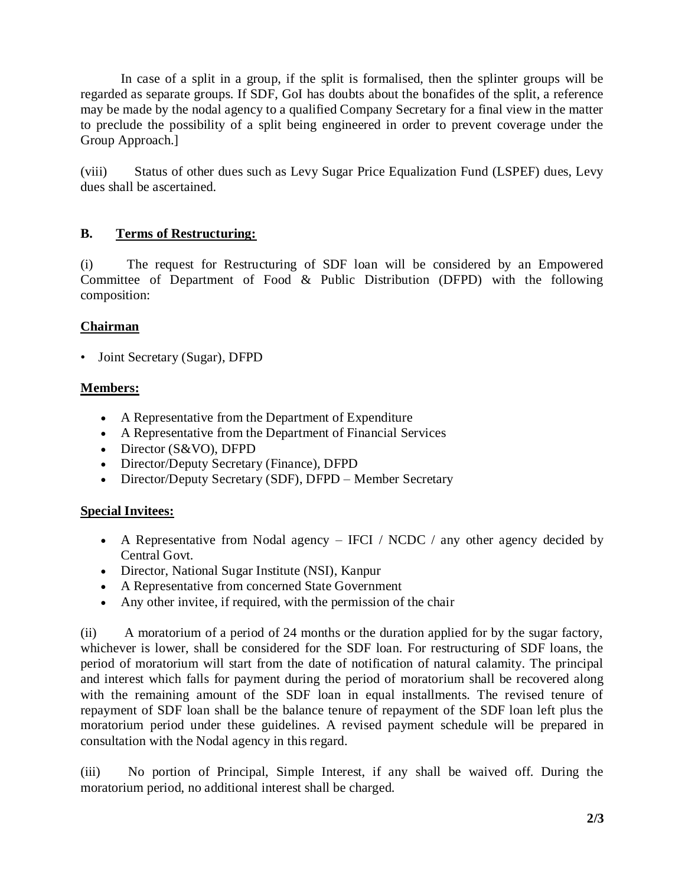In case of a split in a group, if the split is formalised, then the splinter groups will be regarded as separate groups. If SDF, GoI has doubts about the bonafides of the split, a reference may be made by the nodal agency to a qualified Company Secretary for a final view in the matter to preclude the possibility of a split being engineered in order to prevent coverage under the Group Approach.]

(viii) Status of other dues such as Levy Sugar Price Equalization Fund (LSPEF) dues, Levy dues shall be ascertained.

**B. Terms of Restructuring:**

(i) The request for Restructuring of SDF loan will be considered by an Empowered Committee of Department of Food & Public Distribution (DFPD) with the following composition:

**Chairman**

- Joint Secretary (Sugar), DFPD

**Members:**

- A Representative from the Department of Expenditure
- A Representative from the Department of Financial Services
- Director (S&VO), DFPD
- Director/Deputy Secretary (Finance), DFPD
- Director/Deputy Secretary (SDF), DFPD – Member Secretary

**Special Invitees:**

- A Representative from Nodal agency – IFCI / NCDC / any other agency decided by Central Govt.
- Director, National Sugar Institute (NSI), Kanpur
- A Representative from concerned State Government
- Any other invitee, if required, with the permission of the chair

(ii) A moratorium of a period of 24 months or the duration applied for by the sugar factory, whichever is lower, shall be considered for the SDF loan. For restructuring of SDF loans, the period of moratorium will start from the date of notification of natural calamity. The principal and interest which falls for payment during the period of moratorium shall be recovered along with the remaining amount of the SDF loan in equal installments. The revised tenure of repayment of SDF loan shall be the balance tenure of repayment of the SDF loan left plus the moratorium period under these guidelines. A revised payment schedule will be prepared in consultation with the Nodal agency in this regard.

(iii) No portion of Principal, Simple Interest, if any shall be waived off. During the moratorium period, no additional interest shall be charged.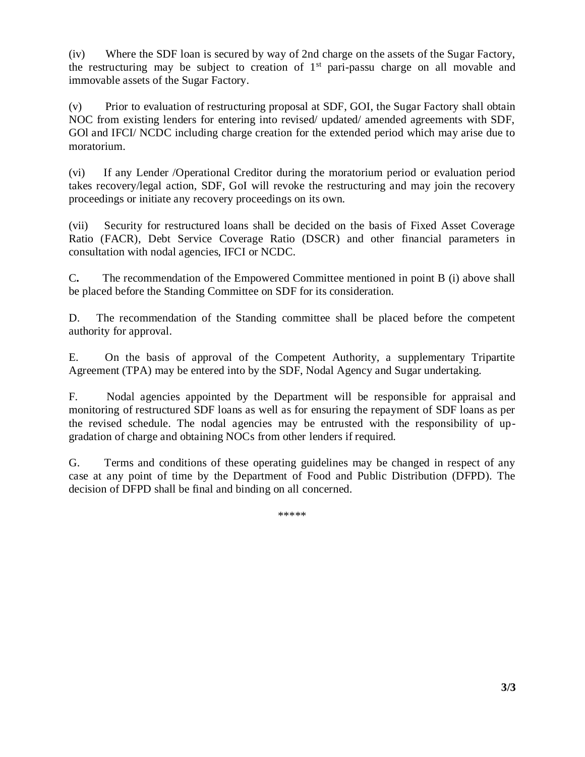(iv) Where the SDF loan is secured by way of 2nd charge on the assets of the Sugar Factory, the restructuring may be subject to creation of 1st pari-passu charge on all movable and immovable assets of the Sugar Factory.

(v) Prior to evaluation of restructuring proposal at SDF, GOI, the Sugar Factory shall obtain NOC from existing lenders for entering into revised/ updated/ amended agreements with SDF, GOl and IFCI/ NCDC including charge creation for the extended period which may arise due to moratorium.

(vi) If any Lender /Operational Creditor during the moratorium period or evaluation period takes recovery/legal action, SDF, GoI will revoke the restructuring and may join the recovery proceedings or initiate any recovery proceedings on its own.

(vii) Security for restructured loans shall be decided on the basis of Fixed Asset Coverage Ratio (FACR), Debt Service Coverage Ratio (DSCR) and other financial parameters in consultation with nodal agencies, IFCI or NCDC.

C**.** The recommendation of the Empowered Committee mentioned in point B (i) above shall be placed before the Standing Committee on SDF for its consideration.

D. The recommendation of the Standing committee shall be placed before the competent authority for approval.

E. On the basis of approval of the Competent Authority, a supplementary Tripartite Agreement (TPA) may be entered into by the SDF, Nodal Agency and Sugar undertaking.

F. Nodal agencies appointed by the Department will be responsible for appraisal and monitoring of restructured SDF loans as well as for ensuring the repayment of SDF loans as per the revised schedule. The nodal agencies may be entrusted with the responsibility of up-gradation of charge and obtaining NOCs from other lenders if required.

G. Terms and conditions of these operating guidelines may be changed in respect of any case at any point of time by the Department of Food and Public Distribution (DFPD). The decision of DFPD shall be final and binding on all concerned.

*****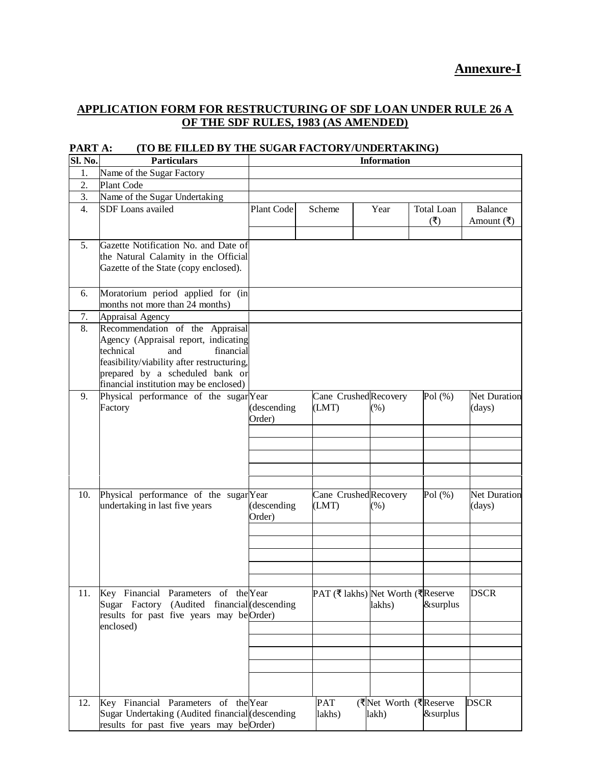**Annexure-I**

## APPLICATION FORM FOR RESTRUCTURING OF SDF LOAN UNDER RULE 26 A OF THE SDF RULES, 1983 (AS AMENDED)

**PART A: (TO BE FILLED BY THE SUGAR FACTORY/UNDERTAKING)**

| Sl. No. | Particulars | Information | | | | |
|---|---|---|---|---|---|---|
| 1. | Name of the Sugar Factory | | | | | |
| 2. | Plant Code | | | | | |
| 3. | Name of the Sugar Undertaking | | | | | |
| 4. | SDF Loans availed | Plant Code | Scheme | Year | Total Loan (₹) | Balance Amount (₹) |
| | | | | | | |
| 5. | Gazette Notification No. and Date of the Natural Calamity in the Official Gazette of the State (copy enclosed). | | | | | |
| 6. | Moratorium period applied for (in months not more than 24 months) | | | | | |
| 7. | Appraisal Agency | | | | | |
| 8. | Recommendation of the Appraisal Agency (Appraisal report, indicating technical and financial feasibility/viability after restructuring, prepared by a scheduled bank or financial institution may be enclosed) | | | | | |
| 9. | Physical performance of the sugar Factory | Year (descending Order) | Cane Crushed (LMT) | Recovery (%) | Pol (%) | Net Duration (days) |
| | | | | | | |
| | | | | | | |
| | | | | | | |
| | | | | | | |
| | | | | | | |
| 10. | Physical performance of the sugar undertaking in last five years | Year (descending Order) | Cane Crushed (LMT) | Recovery (%) | Pol (%) | Net Duration (days) |
| | | | | | | |
| | | | | | | |
| | | | | | | |
| | | | | | | |
| | | | | | | |
| 11. | Key Financial Parameters of the Sugar Factory (Audited financial results for past five years may be enclosed) | Year (descending Order) | PAT (₹ lakhs) | Net Worth (₹ lakhs) | Reserve &surplus | DSCR |
| | | | | | | |
| | | | | | | |
| | | | | | | |
| | | | | | | |
| | | | | | | |
| 12. | Key Financial Parameters of the Sugar Undertaking (Audited financial results for past five years may be | Year (descending Order) | PAT (₹ lakhs) | Net Worth (₹ lakh) | Reserve &surplus | DSCR |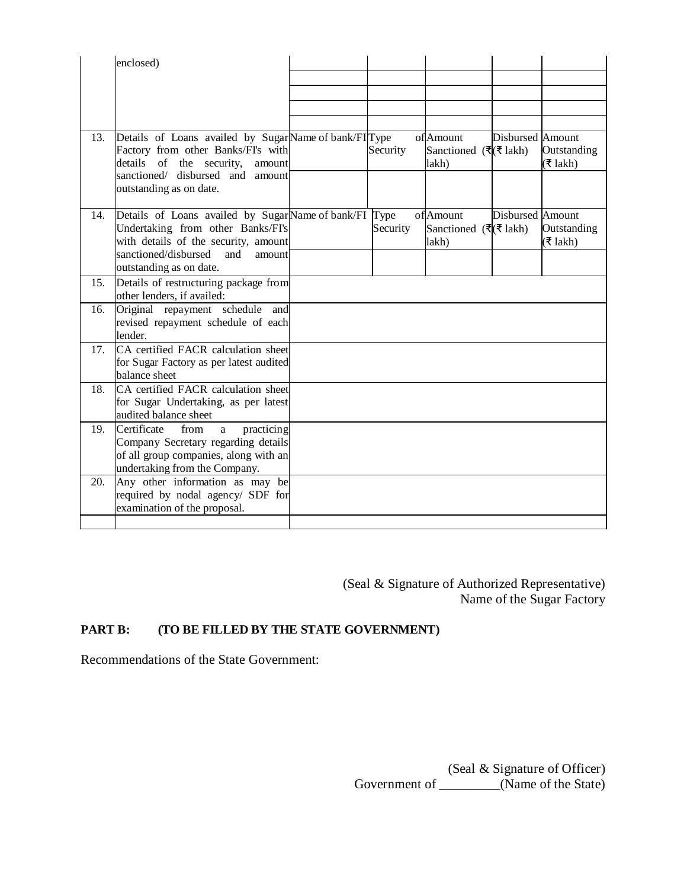| | | | | | | |
|---|---|---|---|---|---|---|
| | enclosed) | | | | | |
| | | | | | | |
| | | | | | | |
| | | | | | | |
| | | | | | | |
| 13. | Details of Loans availed by Sugar Factory from other Banks/FI's with details of the security, amount sanctioned/ disbursed and amount outstanding as on date. | Name of bank/FI | Type of Security | Amount Sanctioned (₹ lakh) | Disbursed (₹ lakh) | Amount Outstanding (₹ lakh) |
| | | | | | | |
| 14. | Details of Loans availed by Sugar Undertaking from other Banks/FI's with details of the security, amount sanctioned/disbursed and amount outstanding as on date. | Name of bank/FI | Type of Security | Amount Sanctioned (₹ lakh) | Disbursed (₹ lakh) | Amount Outstanding (₹ lakh) |
| | | | | | | |
| 15. | Details of restructuring package from other lenders, if availed: | | | | | |
| 16. | Original repayment schedule and revised repayment schedule of each lender. | | | | | |
| 17. | CA certified FACR calculation sheet for Sugar Factory as per latest audited balance sheet | | | | | |
| 18. | CA certified FACR calculation sheet for Sugar Undertaking, as per latest audited balance sheet | | | | | |
| 19. | Certificate from a practicing Company Secretary regarding details of all group companies, along with an undertaking from the Company. | | | | | |
| 20. | Any other information as may be required by nodal agency/ SDF for examination of the proposal. | | | | | |
| | | | | | | |

(Seal & Signature of Authorized Representative)
Name of the Sugar Factory

**PART B: (TO BE FILLED BY THE STATE GOVERNMENT)**

Recommendations of the State Government:

(Seal & Signature of Officer)
Government of _________(Name of the State)